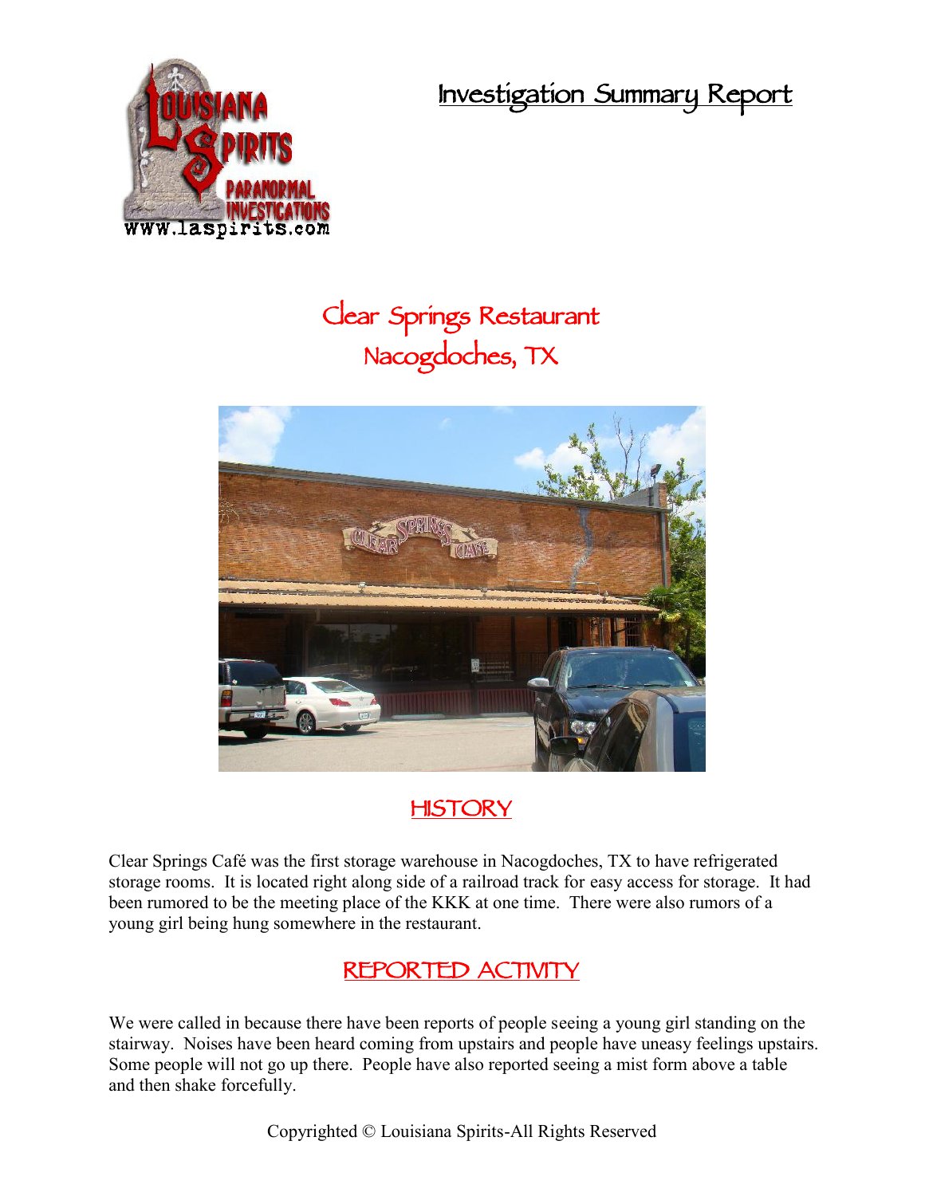# Investigation Summary Report

## Clear Springs Restaurant
## Nacogdoches, TX

## HISTORY

Clear Springs Café was the first storage warehouse in Nacogdoches, TX to have refrigerated storage rooms. It is located right along side of a railroad track for easy access for storage. It had been rumored to be the meeting place of the KKK at one time. There were also rumors of a young girl being hung somewhere in the restaurant.

## REPORTED ACTIVITY

We were called in because there have been reports of people seeing a young girl standing on the stairway. Noises have been heard coming from upstairs and people have uneasy feelings upstairs. Some people will not go up there. People have also reported seeing a mist form above a table and then shake forcefully.

Copyrighted © Louisiana Spirits-All Rights Reserved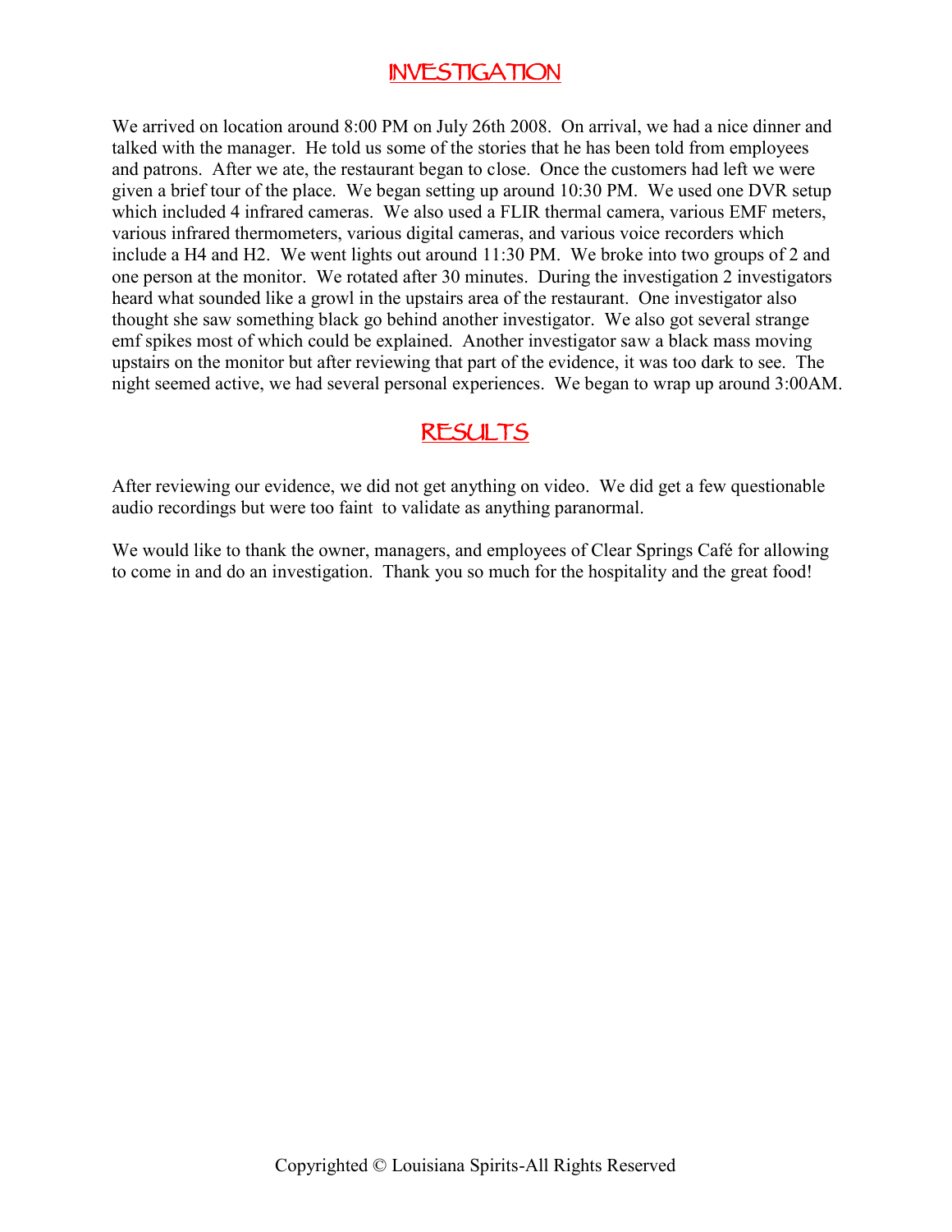## INVESTIGATION

We arrived on location around 8:00 PM on July 26th 2008. On arrival, we had a nice dinner and talked with the manager. He told us some of the stories that he has been told from employees and patrons. After we ate, the restaurant began to close. Once the customers had left we were given a brief tour of the place. We began setting up around 10:30 PM. We used one DVR setup which included 4 infrared cameras. We also used a FLIR thermal camera, various EMF meters, various infrared thermometers, various digital cameras, and various voice recorders which include a H4 and H2. We went lights out around 11:30 PM. We broke into two groups of 2 and one person at the monitor. We rotated after 30 minutes. During the investigation 2 investigators heard what sounded like a growl in the upstairs area of the restaurant. One investigator also thought she saw something black go behind another investigator. We also got several strange emf spikes most of which could be explained. Another investigator saw a black mass moving upstairs on the monitor but after reviewing that part of the evidence, it was too dark to see. The night seemed active, we had several personal experiences. We began to wrap up around 3:00AM.

## RESULTS

After reviewing our evidence, we did not get anything on video. We did get a few questionable audio recordings but were too faint to validate as anything paranormal.

We would like to thank the owner, managers, and employees of Clear Springs Café for allowing to come in and do an investigation. Thank you so much for the hospitality and the great food!

Copyrighted © Louisiana Spirits-All Rights Reserved